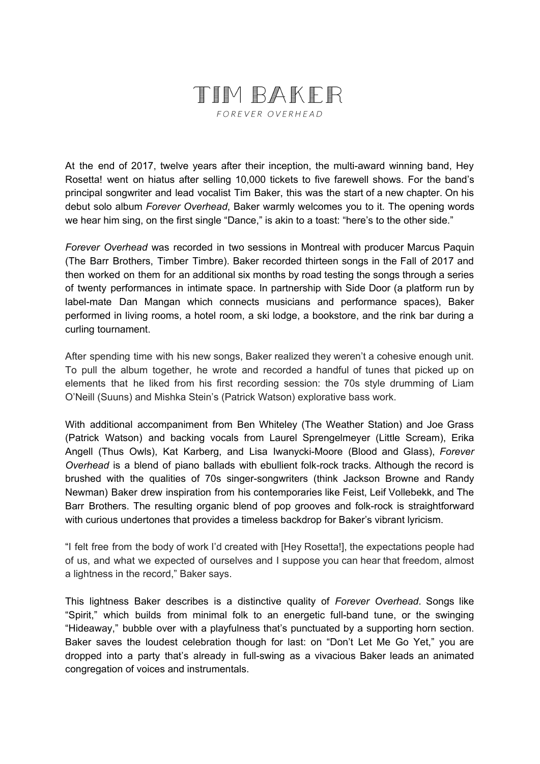# TIM BAKER

*FOREVER OVERHEAD*

At the end of 2017, twelve years after their inception, the multi-award winning band, Hey Rosetta! went on hiatus after selling 10,000 tickets to five farewell shows. For the band's principal songwriter and lead vocalist Tim Baker, this was the start of a new chapter. On his debut solo album *Forever Overhead*, Baker warmly welcomes you to it. The opening words we hear him sing, on the first single "Dance," is akin to a toast: "here's to the other side."

*Forever Overhead* was recorded in two sessions in Montreal with producer Marcus Paquin (The Barr Brothers, Timber Timbre). Baker recorded thirteen songs in the Fall of 2017 and then worked on them for an additional six months by road testing the songs through a series of twenty performances in intimate space. In partnership with Side Door (a platform run by label-mate Dan Mangan which connects musicians and performance spaces), Baker performed in living rooms, a hotel room, a ski lodge, a bookstore, and the rink bar during a curling tournament.

After spending time with his new songs, Baker realized they weren't a cohesive enough unit. To pull the album together, he wrote and recorded a handful of tunes that picked up on elements that he liked from his first recording session: the 70s style drumming of Liam O'Neill (Suuns) and Mishka Stein's (Patrick Watson) explorative bass work.

With additional accompaniment from Ben Whiteley (The Weather Station) and Joe Grass (Patrick Watson) and backing vocals from Laurel Sprengelmeyer (Little Scream), Erika Angell (Thus Owls), Kat Karberg, and Lisa Iwanycki-Moore (Blood and Glass), *Forever Overhead* is a blend of piano ballads with ebullient folk-rock tracks. Although the record is brushed with the qualities of 70s singer-songwriters (think Jackson Browne and Randy Newman) Baker drew inspiration from his contemporaries like Feist, Leif Vollebekk, and The Barr Brothers. The resulting organic blend of pop grooves and folk-rock is straightforward with curious undertones that provides a timeless backdrop for Baker's vibrant lyricism.

"I felt free from the body of work I'd created with [Hey Rosetta!], the expectations people had of us, and what we expected of ourselves and I suppose you can hear that freedom, almost a lightness in the record," Baker says.

This lightness Baker describes is a distinctive quality of *Forever Overhead*. Songs like "Spirit," which builds from minimal folk to an energetic full-band tune, or the swinging "Hideaway," bubble over with a playfulness that's punctuated by a supporting horn section. Baker saves the loudest celebration though for last: on "Don't Let Me Go Yet," you are dropped into a party that's already in full-swing as a vivacious Baker leads an animated congregation of voices and instrumentals.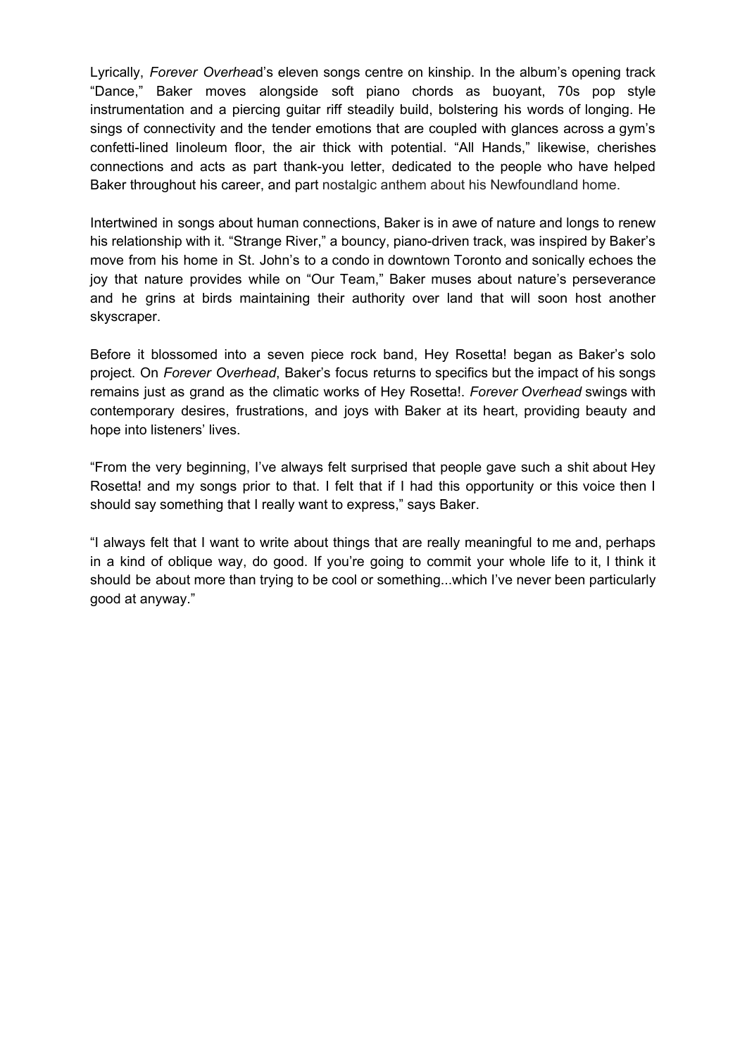Lyrically, *Forever Overhea*d's eleven songs centre on kinship. In the album's opening track "Dance," Baker moves alongside soft piano chords as buoyant, 70s pop style instrumentation and a piercing guitar riff steadily build, bolstering his words of longing. He sings of connectivity and the tender emotions that are coupled with glances across a gym's confetti-lined linoleum floor, the air thick with potential. "All Hands," likewise, cherishes connections and acts as part thank-you letter, dedicated to the people who have helped Baker throughout his career, and part nostalgic anthem about his Newfoundland home.

Intertwined in songs about human connections, Baker is in awe of nature and longs to renew his relationship with it. "Strange River," a bouncy, piano-driven track, was inspired by Baker's move from his home in St. John's to a condo in downtown Toronto and sonically echoes the joy that nature provides while on "Our Team," Baker muses about nature's perseverance and he grins at birds maintaining their authority over land that will soon host another skyscraper.

Before it blossomed into a seven piece rock band, Hey Rosetta! began as Baker's solo project. On *Forever Overhead*, Baker's focus returns to specifics but the impact of his songs remains just as grand as the climatic works of Hey Rosetta!. *Forever Overhead* swings with contemporary desires, frustrations, and joys with Baker at its heart, providing beauty and hope into listeners' lives.

"From the very beginning, I've always felt surprised that people gave such a shit about Hey Rosetta! and my songs prior to that. I felt that if I had this opportunity or this voice then I should say something that I really want to express," says Baker.

"I always felt that I want to write about things that are really meaningful to me and, perhaps in a kind of oblique way, do good. If you're going to commit your whole life to it, I think it should be about more than trying to be cool or something...which I've never been particularly good at anyway."